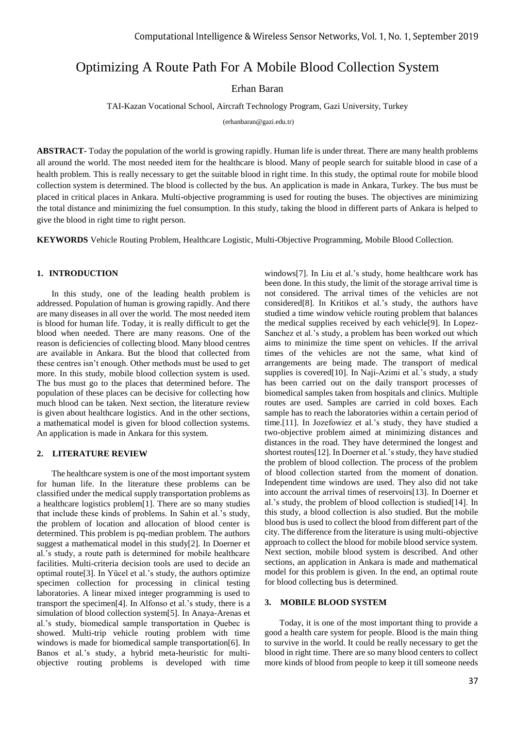# Optimizing A Route Path For A Mobile Blood Collection System

Erhan Baran

TAI-Kazan Vocational School, Aircraft Technology Program, Gazi University, Turkey

(erhanbaran@gazi.edu.tr)

**ABSTRACT-** Today the population of the world is growing rapidly. Human life is under threat. There are many health problems all around the world. The most needed item for the healthcare is blood. Many of people search for suitable blood in case of a health problem. This is really necessary to get the suitable blood in right time. In this study, the optimal route for mobile blood collection system is determined. The blood is collected by the bus. An application is made in Ankara, Turkey. The bus must be placed in critical places in Ankara. Multi-objective programming is used for routing the buses. The objectives are minimizing the total distance and minimizing the fuel consumption. In this study, taking the blood in different parts of Ankara is helped to give the blood in right time to right person.

**KEYWORDS** Vehicle Routing Problem, Healthcare Logistic, Multi-Objective Programming, Mobile Blood Collection.

## 1. INTRODUCTION

In this study, one of the leading health problem is addressed. Population of human is growing rapidly. And there are many diseases in all over the world. The most needed item is blood for human life. Today, it is really difficult to get the blood when needed. There are many reasons. One of the reason is deficiencies of collecting blood. Many blood centres are available in Ankara. But the blood that collected from these centres isn't enough. Other methods must be used to get more. In this study, mobile blood collection system is used. The bus must go to the places that determined before. The population of these places can be decisive for collecting how much blood can be taken. Next section, the literature review is given about healthcare logistics. And in the other sections, a mathematical model is given for blood collection systems. An application is made in Ankara for this system.

## 2. LITERATURE REVIEW

The healthcare system is one of the most important system for human life. In the literature these problems can be classified under the medical supply transportation problems as a healthcare logistics problem[1]. There are so many studies that include these kinds of problems. In Sahin et al.'s study, the problem of location and allocation of blood center is determined. This problem is pq-median problem. The authors suggest a mathematical model in this study[2]. In Doerner et al.'s study, a route path is determined for mobile healthcare facilities. Multi-criteria decision tools are used to decide an optimal route[3]. In Yücel et al.'s study, the authors optimize specimen collection for processing in clinical testing laboratories. A linear mixed integer programming is used to transport the specimen[4]. In Alfonso et al.'s study, there is a simulation of blood collection system[5]. In Anaya-Arenas et al.'s study, biomedical sample transportation in Quebec is showed. Multi-trip vehicle routing problem with time windows is made for biomedical sample transportation[6]. In Banos et al.'s study, a hybrid meta-heuristic for multi-objective routing problems is developed with time windows[7]. In Liu et al.'s study, home healthcare work has been done. In this study, the limit of the storage arrival time is not considered. The arrival times of the vehicles are not considered[8]. In Kritikos et al.'s study, the authors have studied a time window vehicle routing problem that balances the medical supplies received by each vehicle[9]. In Lopez-Sanchez et al.'s study, a problem has been worked out which aims to minimize the time spent on vehicles. If the arrival times of the vehicles are not the same, what kind of arrangements are being made. The transport of medical supplies is covered[10]. In Naji-Azimi et al.'s study, a study has been carried out on the daily transport processes of biomedical samples taken from hospitals and clinics. Multiple routes are used. Samples are carried in cold boxes. Each sample has to reach the laboratories within a certain period of time.[11]. In Jozefowiez et al.'s study, they have studied a two-objective problem aimed at minimizing distances and distances in the road. They have determined the longest and shortest routes[12]. In Doerner et al.'s study, they have studied the problem of blood collection. The process of the problem of blood collection started from the moment of donation. Independent time windows are used. They also did not take into account the arrival times of reservoirs[13]. In Doerner et al.'s study, the problem of blood collection is studied[14]. In this study, a blood collection is also studied. But the mobile blood bus is used to collect the blood from different part of the city. The difference from the literature is using multi-objective approach to collect the blood for mobile blood service system. Next section, mobile blood system is described. And other sections, an application in Ankara is made and mathematical model for this problem is given. In the end, an optimal route for blood collecting bus is determined.

## 3. MOBILE BLOOD SYSTEM

Today, it is one of the most important thing to provide a good a health care system for people. Blood is the main thing to survive in the world. It could be really necessary to get the blood in right time. There are so many blood centers to collect more kinds of blood from people to keep it till someone needs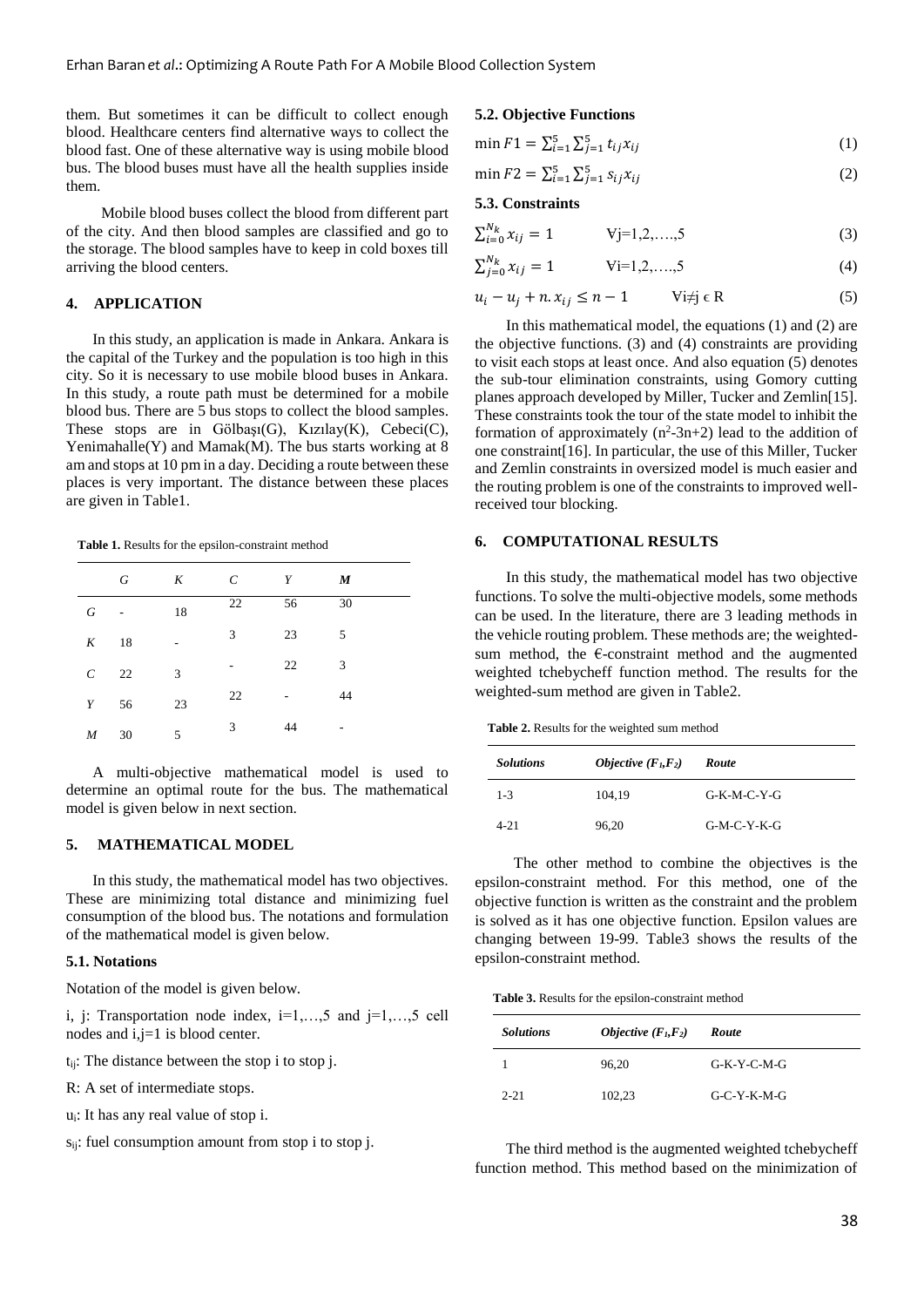them. But sometimes it can be difficult to collect enough blood. Healthcare centers find alternative ways to collect the blood fast. One of these alternative way is using mobile blood bus. The blood buses must have all the health supplies inside them.

Mobile blood buses collect the blood from different part of the city. And then blood samples are classified and go to the storage. The blood samples have to keep in cold boxes till arriving the blood centers.

## 4. APPLICATION

In this study, an application is made in Ankara. Ankara is the capital of the Turkey and the population is too high in this city. So it is necessary to use mobile blood buses in Ankara. In this study, a route path must be determined for a mobile blood bus. There are 5 bus stops to collect the blood samples. These stops are in Gölbaşı(G), Kızılay(K), Cebeci(C), Yenimahalle(Y) and Mamak(M). The bus starts working at 8 am and stops at 10 pm in a day. Deciding a route between these places is very important. The distance between these places are given in Table1.

**Table 1.** Results for the epsilon-constraint method

| | *G* | *K* | *C* | *Y* | ***M*** |
|---|---|---|---|---|---|
| *G* | - | 18 | 22 | 56 | 30 |
| *K* | 18 | - | 3 | 23 | 5 |
| *C* | 22 | 3 | - | 22 | 3 |
| *Y* | 56 | 23 | 22 | - | 44 |
| *M* | 30 | 5 | 3 | 44 | - |

A multi-objective mathematical model is used to determine an optimal route for the bus. The mathematical model is given below in next section.

## 5. MATHEMATICAL MODEL

In this study, the mathematical model has two objectives. These are minimizing total distance and minimizing fuel consumption of the blood bus. The notations and formulation of the mathematical model is given below.

### 5.1. Notations

Notation of the model is given below.

i, j: Transportation node index, i=1,…,5 and j=1,…,5 cell nodes and i,j=1 is blood center.

$t_{ij}$: The distance between the stop i to stop j.

R: A set of intermediate stops.

$u_i$: It has any real value of stop i.

$s_{ij}$: fuel consumption amount from stop i to stop j.

### 5.2. Objective Functions

$$\min F1 = \sum_{i=1}^{5}\sum_{j=1}^{5} t_{ij}x_{ij} \tag{1}$$

$$\min F2 = \sum_{i=1}^{5}\sum_{j=1}^{5} s_{ij}x_{ij} \tag{2}$$

### 5.3. Constraints

$$\sum_{i=0}^{N_k} x_{ij} = 1 \qquad \forall j=1,2,\ldots,5 \tag{3}$$

$$\sum_{j=0}^{N_k} x_{ij} = 1 \qquad \forall i=1,2,\ldots,5 \tag{4}$$

$$u_i - u_j + n.x_{ij} \leq n-1 \qquad \forall i \neq j \in R \tag{5}$$

In this mathematical model, the equations (1) and (2) are the objective functions. (3) and (4) constraints are providing to visit each stops at least once. And also equation (5) denotes the sub-tour elimination constraints, using Gomory cutting planes approach developed by Miller, Tucker and Zemlin[15]. These constraints took the tour of the state model to inhibit the formation of approximately ($n^2$-3n+2) lead to the addition of one constraint[16]. In particular, the use of this Miller, Tucker and Zemlin constraints in oversized model is much easier and the routing problem is one of the constraints to improved well-received tour blocking.

## 6. COMPUTATIONAL RESULTS

In this study, the mathematical model has two objective functions. To solve the multi-objective models, some methods can be used. In the literature, there are 3 leading methods in the vehicle routing problem. These methods are; the weighted-sum method, the Є-constraint method and the augmented weighted tchebycheff function method. The results for the weighted-sum method are given in Table2.

**Table 2.** Results for the weighted sum method

| *Solutions* | *Objective ($F_1$,$F_2$)* | *Route* |
|---|---|---|
| 1-3 | 104,19 | G-K-M-C-Y-G |
| 4-21 | 96,20 | G-M-C-Y-K-G |

The other method to combine the objectives is the epsilon-constraint method. For this method, one of the objective function is written as the constraint and the problem is solved as it has one objective function. Epsilon values are changing between 19-99. Table3 shows the results of the epsilon-constraint method.

**Table 3.** Results for the epsilon-constraint method

| *Solutions* | *Objective ($F_1$,$F_2$)* | *Route* |
|---|---|---|
| 1 | 96,20 | G-K-Y-C-M-G |
| 2-21 | 102,23 | G-C-Y-K-M-G |

The third method is the augmented weighted tchebycheff function method. This method based on the minimization of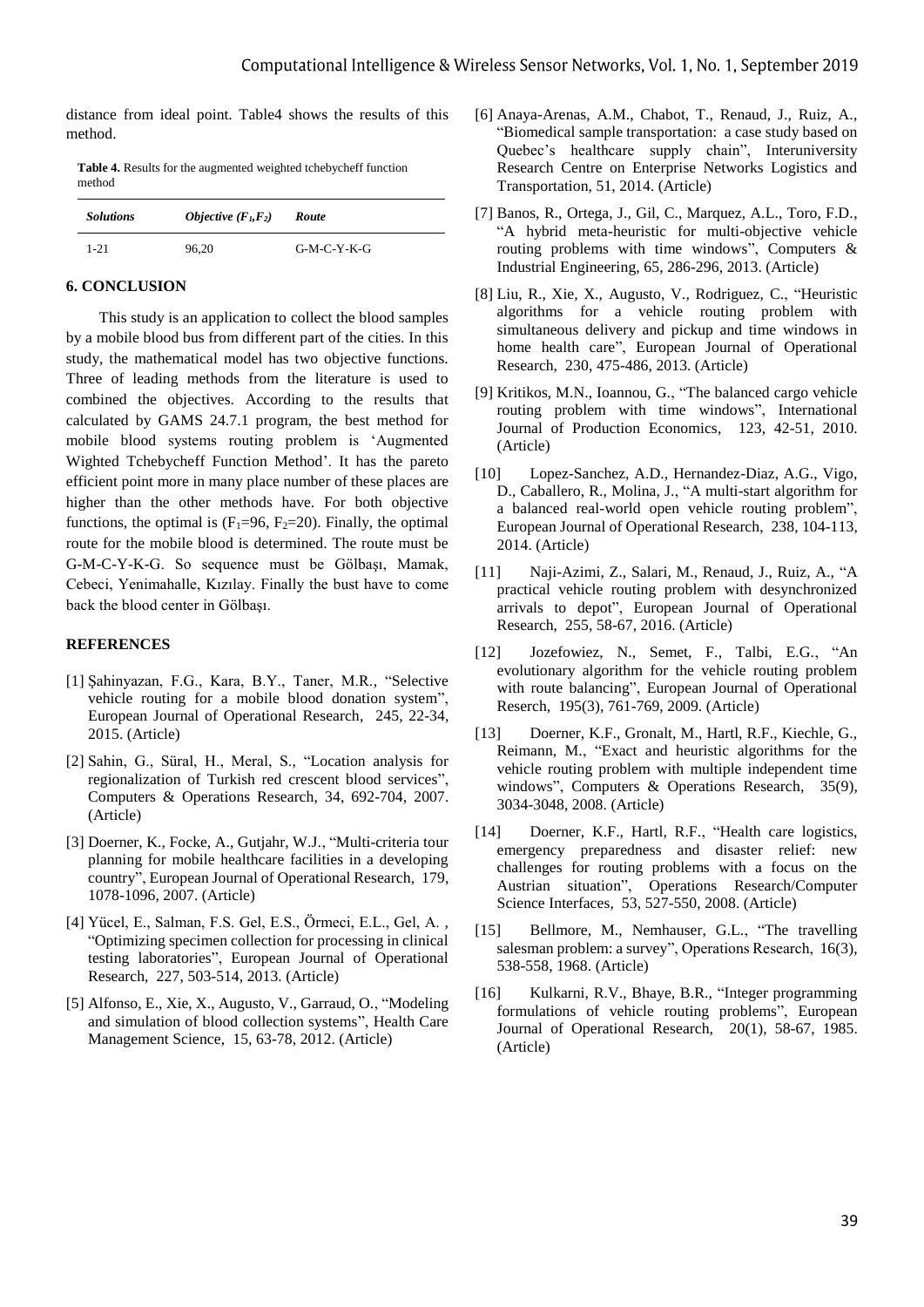distance from ideal point. Table4 shows the results of this method.

**Table 4.** Results for the augmented weighted tchebycheff function method

| *Solutions* | *Objective ($F_1$,$F_2$)* | *Route* |
|---|---|---|
| 1-21 | 96,20 | G-M-C-Y-K-G |

## 6. CONCLUSION

This study is an application to collect the blood samples by a mobile blood bus from different part of the cities. In this study, the mathematical model has two objective functions. Three of leading methods from the literature is used to combined the objectives. According to the results that calculated by GAMS 24.7.1 program, the best method for mobile blood systems routing problem is 'Augmented Wighted Tchebycheff Function Method'. It has the pareto efficient point more in many place number of these places are higher than the other methods have. For both objective functions, the optimal is ($F_1$=96, $F_2$=20). Finally, the optimal route for the mobile blood is determined. The route must be G-M-C-Y-K-G. So sequence must be Gölbaşı, Mamak, Cebeci, Yenimahalle, Kızılay. Finally the bust have to come back the blood center in Gölbaşı.

## REFERENCES

[1] Şahinyazan, F.G., Kara, B.Y., Taner, M.R., "Selective vehicle routing for a mobile blood donation system", European Journal of Operational Research, 245, 22-34, 2015. (Article)

[2] Sahin, G., Süral, H., Meral, S., "Location analysis for regionalization of Turkish red crescent blood services", Computers & Operations Research, 34, 692-704, 2007. (Article)

[3] Doerner, K., Focke, A., Gutjahr, W.J., "Multi-criteria tour planning for mobile healthcare facilities in a developing country", European Journal of Operational Research, 179, 1078-1096, 2007. (Article)

[4] Yücel, E., Salman, F.S. Gel, E.S., Örmeci, E.L., Gel, A. , "Optimizing specimen collection for processing in clinical testing laboratories", European Journal of Operational Research, 227, 503-514, 2013. (Article)

[5] Alfonso, E., Xie, X., Augusto, V., Garraud, O., "Modeling and simulation of blood collection systems", Health Care Management Science, 15, 63-78, 2012. (Article)

[6] Anaya-Arenas, A.M., Chabot, T., Renaud, J., Ruiz, A., "Biomedical sample transportation: a case study based on Quebec's healthcare supply chain", Interuniversity Research Centre on Enterprise Networks Logistics and Transportation, 51, 2014. (Article)

[7] Banos, R., Ortega, J., Gil, C., Marquez, A.L., Toro, F.D., "A hybrid meta-heuristic for multi-objective vehicle routing problems with time windows", Computers & Industrial Engineering, 65, 286-296, 2013. (Article)

[8] Liu, R., Xie, X., Augusto, V., Rodriguez, C., "Heuristic algorithms for a vehicle routing problem with simultaneous delivery and pickup and time windows in home health care", European Journal of Operational Research, 230, 475-486, 2013. (Article)

[9] Kritikos, M.N., Ioannou, G., "The balanced cargo vehicle routing problem with time windows", International Journal of Production Economics, 123, 42-51, 2010. (Article)

[10] Lopez-Sanchez, A.D., Hernandez-Diaz, A.G., Vigo, D., Caballero, R., Molina, J., "A multi-start algorithm for a balanced real-world open vehicle routing problem", European Journal of Operational Research, 238, 104-113, 2014. (Article)

[11] Naji-Azimi, Z., Salari, M., Renaud, J., Ruiz, A., "A practical vehicle routing problem with desynchronized arrivals to depot", European Journal of Operational Research, 255, 58-67, 2016. (Article)

[12] Jozefowiez, N., Semet, F., Talbi, E.G., "An evolutionary algorithm for the vehicle routing problem with route balancing", European Journal of Operational Reserch, 195(3), 761-769, 2009. (Article)

[13] Doerner, K.F., Gronalt, M., Hartl, R.F., Kiechle, G., Reimann, M., "Exact and heuristic algorithms for the vehicle routing problem with multiple independent time windows", Computers & Operations Research, 35(9), 3034-3048, 2008. (Article)

[14] Doerner, K.F., Hartl, R.F., "Health care logistics, emergency preparedness and disaster relief: new challenges for routing problems with a focus on the Austrian situation", Operations Research/Computer Science Interfaces, 53, 527-550, 2008. (Article)

[15] Bellmore, M., Nemhauser, G.L., "The travelling salesman problem: a survey", Operations Research, 16(3), 538-558, 1968. (Article)

[16] Kulkarni, R.V., Bhaye, B.R., "Integer programming formulations of vehicle routing problems", European Journal of Operational Research, 20(1), 58-67, 1985. (Article)